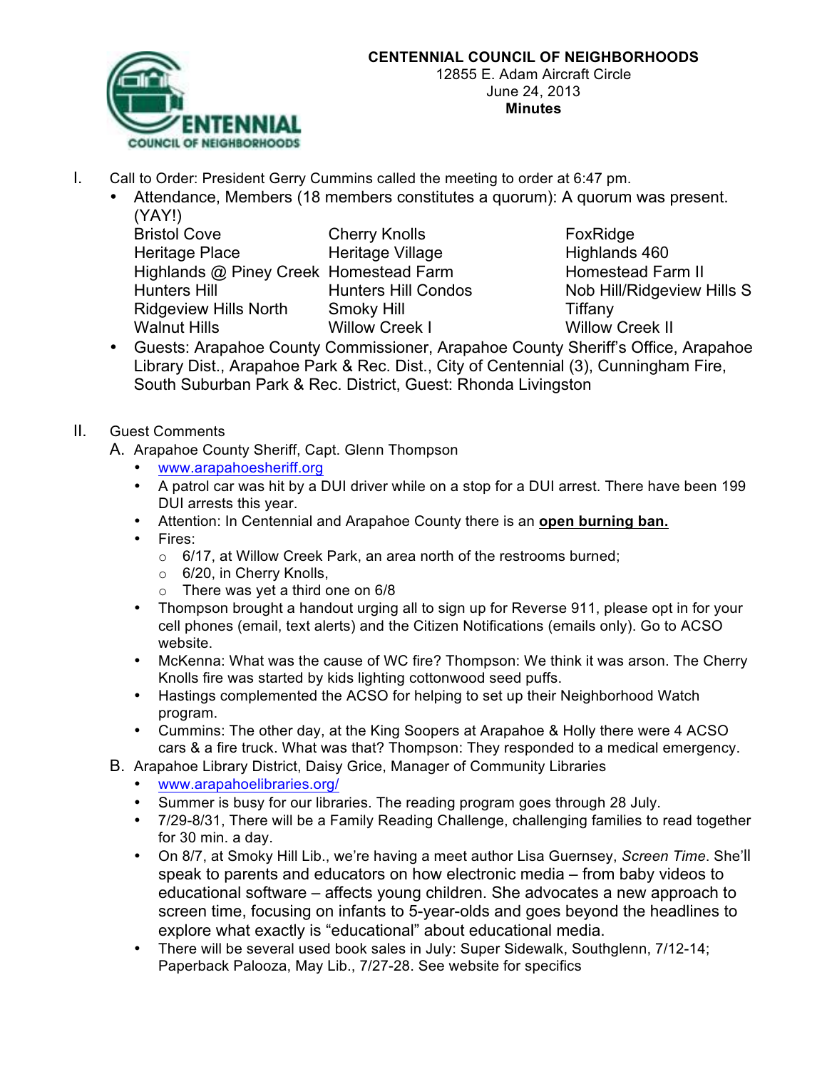**CENTENNIAL COUNCIL OF NEIGHBORHOODS**
12855 E. Adam Aircraft Circle
June 24, 2013
**Minutes**

I. Call to Order: President Gerry Cummins called the meeting to order at 6:47 pm.
   - Attendance, Members (18 members constitutes a quorum): A quorum was present. (YAY!)

| | | |
|---|---|---|
| Bristol Cove | Cherry Knolls | FoxRidge |
| Heritage Place | Heritage Village | Highlands 460 |
| Highlands @ Piney Creek | Homestead Farm | Homestead Farm II |
| Hunters Hill | Hunters Hill Condos | Nob Hill/Ridgeview Hills S |
| Ridgeview Hills North | Smoky Hill | Tiffany |
| Walnut Hills | Willow Creek I | Willow Creek II |

   - Guests: Arapahoe County Commissioner, Arapahoe County Sheriff's Office, Arapahoe Library Dist., Arapahoe Park & Rec. Dist., City of Centennial (3), Cunningham Fire, South Suburban Park & Rec. District, Guest: Rhonda Livingston

II. Guest Comments

A. Arapahoe County Sheriff, Capt. Glenn Thompson
   - www.arapahoesheriff.org
   - A patrol car was hit by a DUI driver while on a stop for a DUI arrest. There have been 199 DUI arrests this year.
   - Attention: In Centennial and Arapahoe County there is an **open burning ban.**
   - Fires:
     - 6/17, at Willow Creek Park, an area north of the restrooms burned;
     - 6/20, in Cherry Knolls,
     - There was yet a third one on 6/8
   - Thompson brought a handout urging all to sign up for Reverse 911, please opt in for your cell phones (email, text alerts) and the Citizen Notifications (emails only). Go to ACSO website.
   - McKenna: What was the cause of WC fire? Thompson: We think it was arson. The Cherry Knolls fire was started by kids lighting cottonwood seed puffs.
   - Hastings complemented the ACSO for helping to set up their Neighborhood Watch program.
   - Cummins: The other day, at the King Soopers at Arapahoe & Holly there were 4 ACSO cars & a fire truck. What was that? Thompson: They responded to a medical emergency.

B. Arapahoe Library District, Daisy Grice, Manager of Community Libraries
   - www.arapahoelibraries.org/
   - Summer is busy for our libraries. The reading program goes through 28 July.
   - 7/29-8/31, There will be a Family Reading Challenge, challenging families to read together for 30 min. a day.
   - On 8/7, at Smoky Hill Lib., we're having a meet author Lisa Guernsey, *Screen Time*. She'll speak to parents and educators on how electronic media – from baby videos to educational software – affects young children. She advocates a new approach to screen time, focusing on infants to 5-year-olds and goes beyond the headlines to explore what exactly is "educational" about educational media.
   - There will be several used book sales in July: Super Sidewalk, Southglenn, 7/12-14; Paperback Palooza, May Lib., 7/27-28. See website for specifics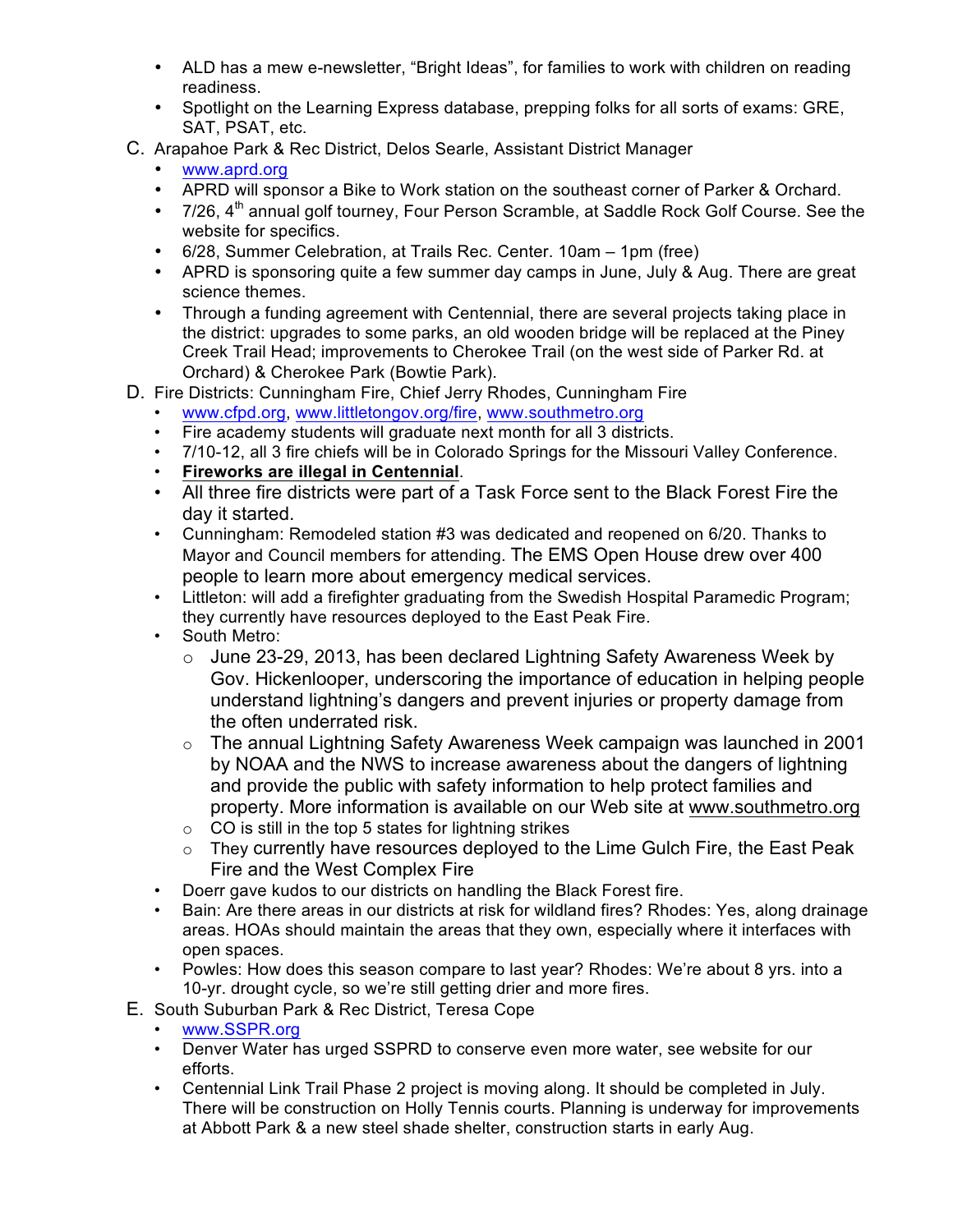- ALD has a mew e-newsletter, "Bright Ideas", for families to work with children on reading readiness.
- Spotlight on the Learning Express database, prepping folks for all sorts of exams: GRE, SAT, PSAT, etc.

C. Arapahoe Park & Rec District, Delos Searle, Assistant District Manager
  - www.aprd.org
  - APRD will sponsor a Bike to Work station on the southeast corner of Parker & Orchard.
  - 7/26, 4th annual golf tourney, Four Person Scramble, at Saddle Rock Golf Course. See the website for specifics.
  - 6/28, Summer Celebration, at Trails Rec. Center. 10am – 1pm (free)
  - APRD is sponsoring quite a few summer day camps in June, July & Aug. There are great science themes.
  - Through a funding agreement with Centennial, there are several projects taking place in the district: upgrades to some parks, an old wooden bridge will be replaced at the Piney Creek Trail Head; improvements to Cherokee Trail (on the west side of Parker Rd. at Orchard) & Cherokee Park (Bowtie Park).

D. Fire Districts: Cunningham Fire, Chief Jerry Rhodes, Cunningham Fire
  - www.cfpd.org, www.littletongov.org/fire, www.southmetro.org
  - Fire academy students will graduate next month for all 3 districts.
  - 7/10-12, all 3 fire chiefs will be in Colorado Springs for the Missouri Valley Conference.
  - **Fireworks are illegal in Centennial**.
  - All three fire districts were part of a Task Force sent to the Black Forest Fire the day it started.
  - Cunningham: Remodeled station #3 was dedicated and reopened on 6/20. Thanks to Mayor and Council members for attending. The EMS Open House drew over 400 people to learn more about emergency medical services.
  - Littleton: will add a firefighter graduating from the Swedish Hospital Paramedic Program; they currently have resources deployed to the East Peak Fire.
  - South Metro:
    - June 23-29, 2013, has been declared Lightning Safety Awareness Week by Gov. Hickenlooper, underscoring the importance of education in helping people understand lightning's dangers and prevent injuries or property damage from the often underrated risk.
    - The annual Lightning Safety Awareness Week campaign was launched in 2001 by NOAA and the NWS to increase awareness about the dangers of lightning and provide the public with safety information to help protect families and property. More information is available on our Web site at www.southmetro.org
    - CO is still in the top 5 states for lightning strikes
    - They currently have resources deployed to the Lime Gulch Fire, the East Peak Fire and the West Complex Fire
  - Doerr gave kudos to our districts on handling the Black Forest fire.
  - Bain: Are there areas in our districts at risk for wildland fires? Rhodes: Yes, along drainage areas. HOAs should maintain the areas that they own, especially where it interfaces with open spaces.
  - Powles: How does this season compare to last year? Rhodes: We're about 8 yrs. into a 10-yr. drought cycle, so we're still getting drier and more fires.

E. South Suburban Park & Rec District, Teresa Cope
  - www.SSPR.org
  - Denver Water has urged SSPRD to conserve even more water, see website for our efforts.
  - Centennial Link Trail Phase 2 project is moving along. It should be completed in July. There will be construction on Holly Tennis courts. Planning is underway for improvements at Abbott Park & a new steel shade shelter, construction starts in early Aug.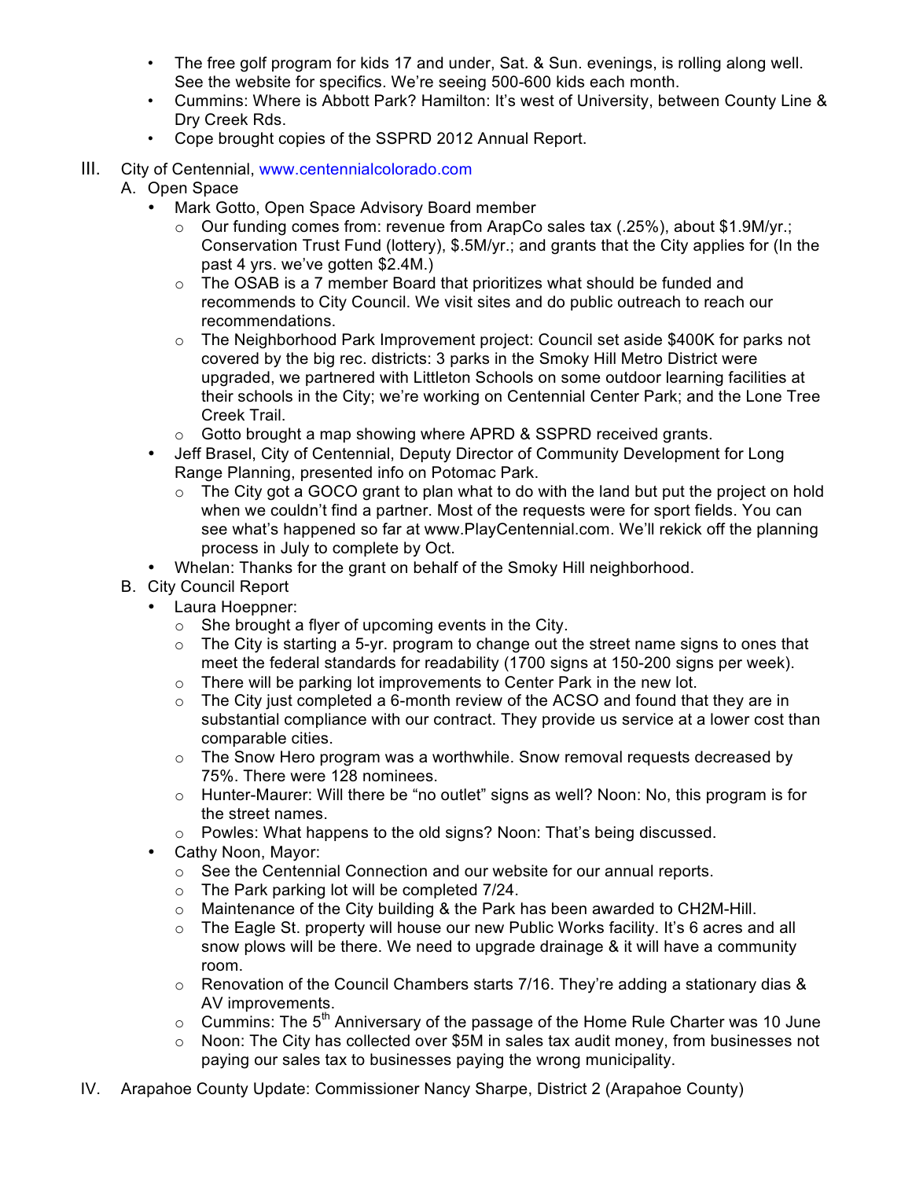- The free golf program for kids 17 and under, Sat. & Sun. evenings, is rolling along well. See the website for specifics. We're seeing 500-600 kids each month.
- Cummins: Where is Abbott Park? Hamilton: It's west of University, between County Line & Dry Creek Rds.
- Cope brought copies of the SSPRD 2012 Annual Report.

III. City of Centennial, www.centennialcolorado.com

A. Open Space

- Mark Gotto, Open Space Advisory Board member
  - Our funding comes from: revenue from ArapCo sales tax (.25%), about $1.9M/yr.; Conservation Trust Fund (lottery), $.5M/yr.; and grants that the City applies for (In the past 4 yrs. we've gotten $2.4M.)
  - The OSAB is a 7 member Board that prioritizes what should be funded and recommends to City Council. We visit sites and do public outreach to reach our recommendations.
  - The Neighborhood Park Improvement project: Council set aside $400K for parks not covered by the big rec. districts: 3 parks in the Smoky Hill Metro District were upgraded, we partnered with Littleton Schools on some outdoor learning facilities at their schools in the City; we're working on Centennial Center Park; and the Lone Tree Creek Trail.
  - Gotto brought a map showing where APRD & SSPRD received grants.
- Jeff Brasel, City of Centennial, Deputy Director of Community Development for Long Range Planning, presented info on Potomac Park.
  - The City got a GOCO grant to plan what to do with the land but put the project on hold when we couldn't find a partner. Most of the requests were for sport fields. You can see what's happened so far at www.PlayCentennial.com. We'll rekick off the planning process in July to complete by Oct.
- Whelan: Thanks for the grant on behalf of the Smoky Hill neighborhood.

B. City Council Report

- Laura Hoeppner:
  - She brought a flyer of upcoming events in the City.
  - The City is starting a 5-yr. program to change out the street name signs to ones that meet the federal standards for readability (1700 signs at 150-200 signs per week).
  - There will be parking lot improvements to Center Park in the new lot.
  - The City just completed a 6-month review of the ACSO and found that they are in substantial compliance with our contract. They provide us service at a lower cost than comparable cities.
  - The Snow Hero program was a worthwhile. Snow removal requests decreased by 75%. There were 128 nominees.
  - Hunter-Maurer: Will there be "no outlet" signs as well? Noon: No, this program is for the street names.
  - Powles: What happens to the old signs? Noon: That's being discussed.
- Cathy Noon, Mayor:
  - See the Centennial Connection and our website for our annual reports.
  - The Park parking lot will be completed 7/24.
  - Maintenance of the City building & the Park has been awarded to CH2M-Hill.
  - The Eagle St. property will house our new Public Works facility. It's 6 acres and all snow plows will be there. We need to upgrade drainage & it will have a community room.
  - Renovation of the Council Chambers starts 7/16. They're adding a stationary dias & AV improvements.
  - Cummins: The 5th Anniversary of the passage of the Home Rule Charter was 10 June
  - Noon: The City has collected over $5M in sales tax audit money, from businesses not paying our sales tax to businesses paying the wrong municipality.

IV. Arapahoe County Update: Commissioner Nancy Sharpe, District 2 (Arapahoe County)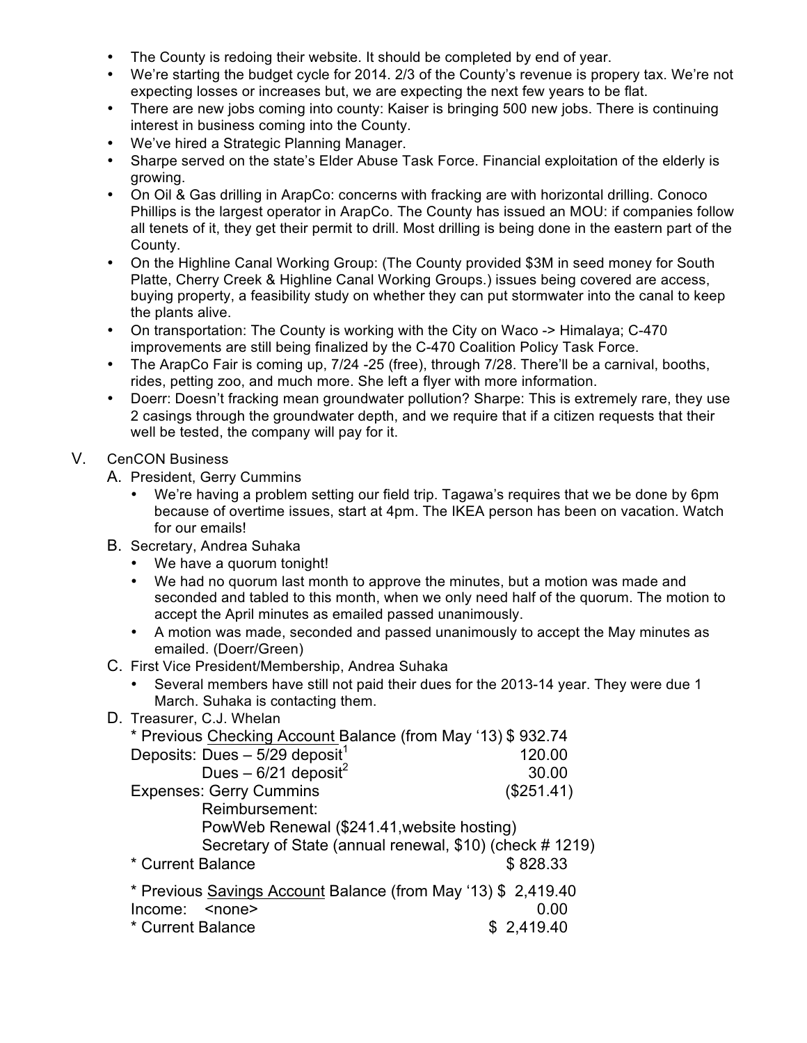- The County is redoing their website. It should be completed by end of year.
- We're starting the budget cycle for 2014. 2/3 of the County's revenue is propery tax. We're not expecting losses or increases but, we are expecting the next few years to be flat.
- There are new jobs coming into county: Kaiser is bringing 500 new jobs. There is continuing interest in business coming into the County.
- We've hired a Strategic Planning Manager.
- Sharpe served on the state's Elder Abuse Task Force. Financial exploitation of the elderly is growing.
- On Oil & Gas drilling in ArapCo: concerns with fracking are with horizontal drilling. Conoco Phillips is the largest operator in ArapCo. The County has issued an MOU: if companies follow all tenets of it, they get their permit to drill. Most drilling is being done in the eastern part of the County.
- On the Highline Canal Working Group: (The County provided $3M in seed money for South Platte, Cherry Creek & Highline Canal Working Groups.) issues being covered are access, buying property, a feasibility study on whether they can put stormwater into the canal to keep the plants alive.
- On transportation: The County is working with the City on Waco -> Himalaya; C-470 improvements are still being finalized by the C-470 Coalition Policy Task Force.
- The ArapCo Fair is coming up, 7/24 -25 (free), through 7/28. There'll be a carnival, booths, rides, petting zoo, and much more. She left a flyer with more information.
- Doerr: Doesn't fracking mean groundwater pollution? Sharpe: This is extremely rare, they use 2 casings through the groundwater depth, and we require that if a citizen requests that their well be tested, the company will pay for it.

V. CenCON Business

A. President, Gerry Cummins

- We're having a problem setting our field trip. Tagawa's requires that we be done by 6pm because of overtime issues, start at 4pm. The IKEA person has been on vacation. Watch for our emails!

B. Secretary, Andrea Suhaka

- We have a quorum tonight!
- We had no quorum last month to approve the minutes, but a motion was made and seconded and tabled to this month, when we only need half of the quorum. The motion to accept the April minutes as emailed passed unanimously.
- A motion was made, seconded and passed unanimously to accept the May minutes as emailed. (Doerr/Green)

C. First Vice President/Membership, Andrea Suhaka

- Several members have still not paid their dues for the 2013-14 year. They were due 1 March. Suhaka is contacting them.

D. Treasurer, C.J. Whelan

| | |
|---|---|
| * Previous Checking Account Balance (from May '13) | $ 932.74 |
| Deposits: Dues – 5/29 deposit[1] | 120.00 |
| Dues – 6/21 deposit[2] | 30.00 |
| Expenses: Gerry Cummins | ($251.41) |
| Reimbursement: | |
| PowWeb Renewal ($241.41,website hosting) | |
| Secretary of State (annual renewal, $10) (check # 1219) | |
| * Current Balance | $ 828.33 |
| * Previous Savings Account Balance (from May '13) | $ 2,419.40 |
| Income: <none> | 0.00 |
| * Current Balance | $ 2,419.40 |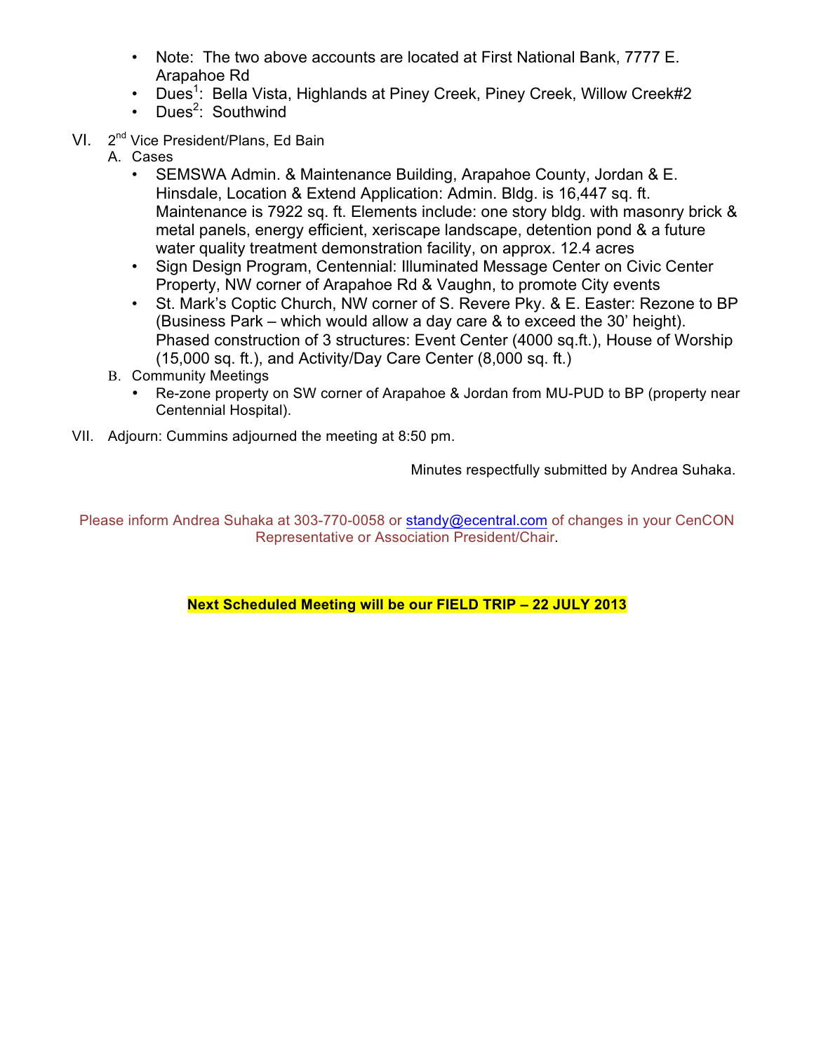- Note: The two above accounts are located at First National Bank, 7777 E. Arapahoe Rd
- Dues[1]: Bella Vista, Highlands at Piney Creek, Piney Creek, Willow Creek#2
- Dues[2]: Southwind

VI. 2nd Vice President/Plans, Ed Bain

A. Cases

- SEMSWA Admin. & Maintenance Building, Arapahoe County, Jordan & E. Hinsdale, Location & Extend Application: Admin. Bldg. is 16,447 sq. ft. Maintenance is 7922 sq. ft. Elements include: one story bldg. with masonry brick & metal panels, energy efficient, xeriscape landscape, detention pond & a future water quality treatment demonstration facility, on approx. 12.4 acres
- Sign Design Program, Centennial: Illuminated Message Center on Civic Center Property, NW corner of Arapahoe Rd & Vaughn, to promote City events
- St. Mark's Coptic Church, NW corner of S. Revere Pky. & E. Easter: Rezone to BP (Business Park – which would allow a day care & to exceed the 30' height). Phased construction of 3 structures: Event Center (4000 sq.ft.), House of Worship (15,000 sq. ft.), and Activity/Day Care Center (8,000 sq. ft.)

B. Community Meetings

- Re-zone property on SW corner of Arapahoe & Jordan from MU-PUD to BP (property near Centennial Hospital).

VII. Adjourn: Cummins adjourned the meeting at 8:50 pm.

Minutes respectfully submitted by Andrea Suhaka.

Please inform Andrea Suhaka at 303-770-0058 or standy@ecentral.com of changes in your CenCON Representative or Association President/Chair.

**Next Scheduled Meeting will be our FIELD TRIP – 22 JULY 2013**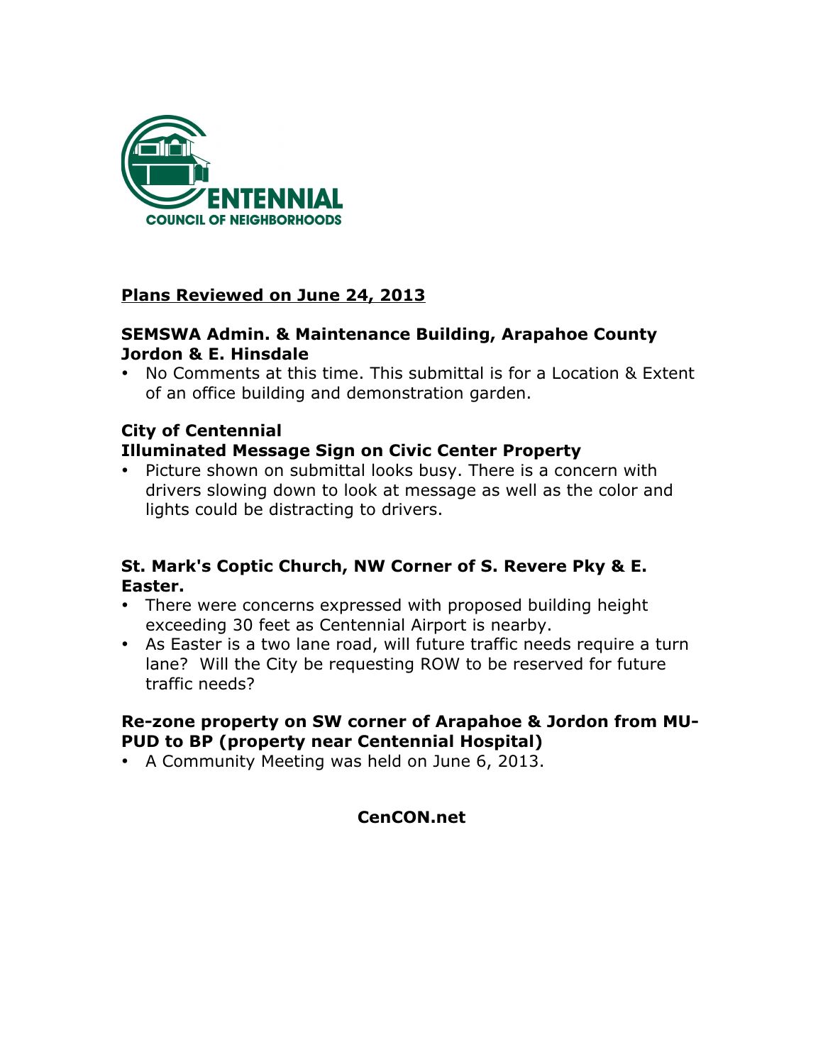CENTENNIAL
COUNCIL OF NEIGHBORHOODS

## Plans Reviewed on June 24, 2013

**SEMSWA Admin. & Maintenance Building, Arapahoe County**
**Jordon & E. Hinsdale**

- No Comments at this time. This submittal is for a Location & Extent of an office building and demonstration garden.

**City of Centennial**
**Illuminated Message Sign on Civic Center Property**

- Picture shown on submittal looks busy. There is a concern with drivers slowing down to look at message as well as the color and lights could be distracting to drivers.

**St. Mark's Coptic Church, NW Corner of S. Revere Pky & E. Easter.**

- There were concerns expressed with proposed building height exceeding 30 feet as Centennial Airport is nearby.
- As Easter is a two lane road, will future traffic needs require a turn lane? Will the City be requesting ROW to be reserved for future traffic needs?

**Re-zone property on SW corner of Arapahoe & Jordon from MU-PUD to BP (property near Centennial Hospital)**

- A Community Meeting was held on June 6, 2013.

**CenCON.net**